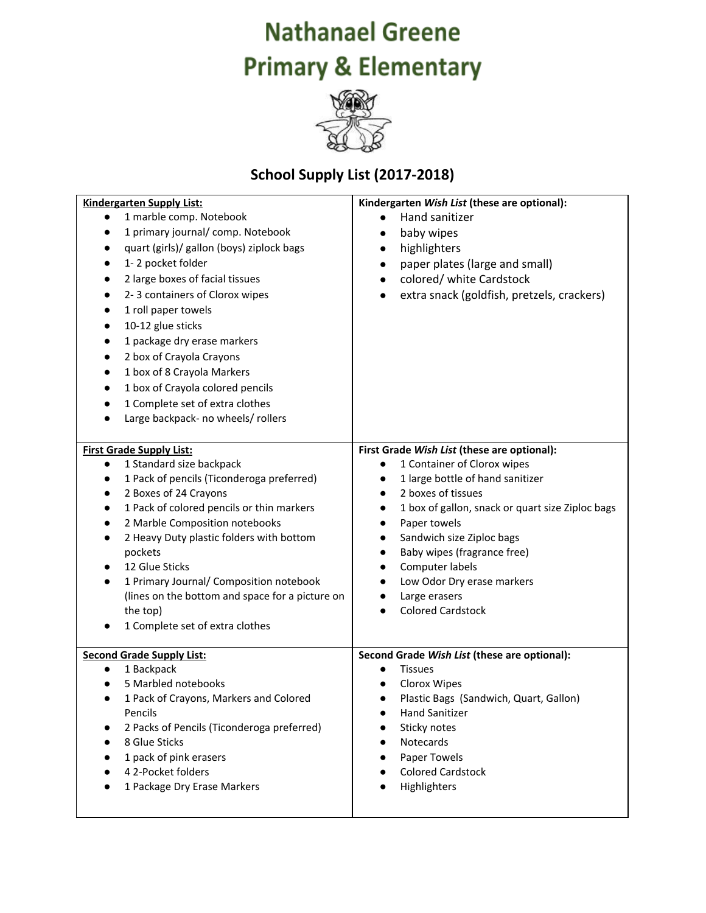# Nathanael Greene
# Primary & Elementary

## School Supply List (2017-2018)

| **Kindergarten Supply List:** | **Kindergarten *Wish List* (these are optional):** |
|---|---|
| • 1 marble comp. Notebook<br>• 1 primary journal/ comp. Notebook<br>• quart (girls)/ gallon (boys) ziplock bags<br>• 1- 2 pocket folder<br>• 2 large boxes of facial tissues<br>• 2- 3 containers of Clorox wipes<br>• 1 roll paper towels<br>• 10-12 glue sticks<br>• 1 package dry erase markers<br>• 2 box of Crayola Crayons<br>• 1 box of 8 Crayola Markers<br>• 1 box of Crayola colored pencils<br>• 1 Complete set of extra clothes<br>• Large backpack- no wheels/ rollers | • Hand sanitizer<br>• baby wipes<br>• highlighters<br>• paper plates (large and small)<br>• colored/ white Cardstock<br>• extra snack (goldfish, pretzels, crackers) |
| **First Grade Supply List:** | **First Grade *Wish List* (these are optional):** |
| • 1 Standard size backpack<br>• 1 Pack of pencils (Ticonderoga preferred)<br>• 2 Boxes of 24 Crayons<br>• 1 Pack of colored pencils or thin markers<br>• 2 Marble Composition notebooks<br>• 2 Heavy Duty plastic folders with bottom pockets<br>• 12 Glue Sticks<br>• 1 Primary Journal/ Composition notebook (lines on the bottom and space for a picture on the top)<br>• 1 Complete set of extra clothes | • 1 Container of Clorox wipes<br>• 1 large bottle of hand sanitizer<br>• 2 boxes of tissues<br>• 1 box of gallon, snack or quart size Ziploc bags<br>• Paper towels<br>• Sandwich size Ziploc bags<br>• Baby wipes (fragrance free)<br>• Computer labels<br>• Low Odor Dry erase markers<br>• Large erasers<br>• Colored Cardstock |
| **Second Grade Supply List:** | **Second Grade *Wish List* (these are optional):** |
| • 1 Backpack<br>• 5 Marbled notebooks<br>• 1 Pack of Crayons, Markers and Colored Pencils<br>• 2 Packs of Pencils (Ticonderoga preferred)<br>• 8 Glue Sticks<br>• 1 pack of pink erasers<br>• 4 2-Pocket folders<br>• 1 Package Dry Erase Markers | • Tissues<br>• Clorox Wipes<br>• Plastic Bags (Sandwich, Quart, Gallon)<br>• Hand Sanitizer<br>• Sticky notes<br>• Notecards<br>• Paper Towels<br>• Colored Cardstock<br>• Highlighters |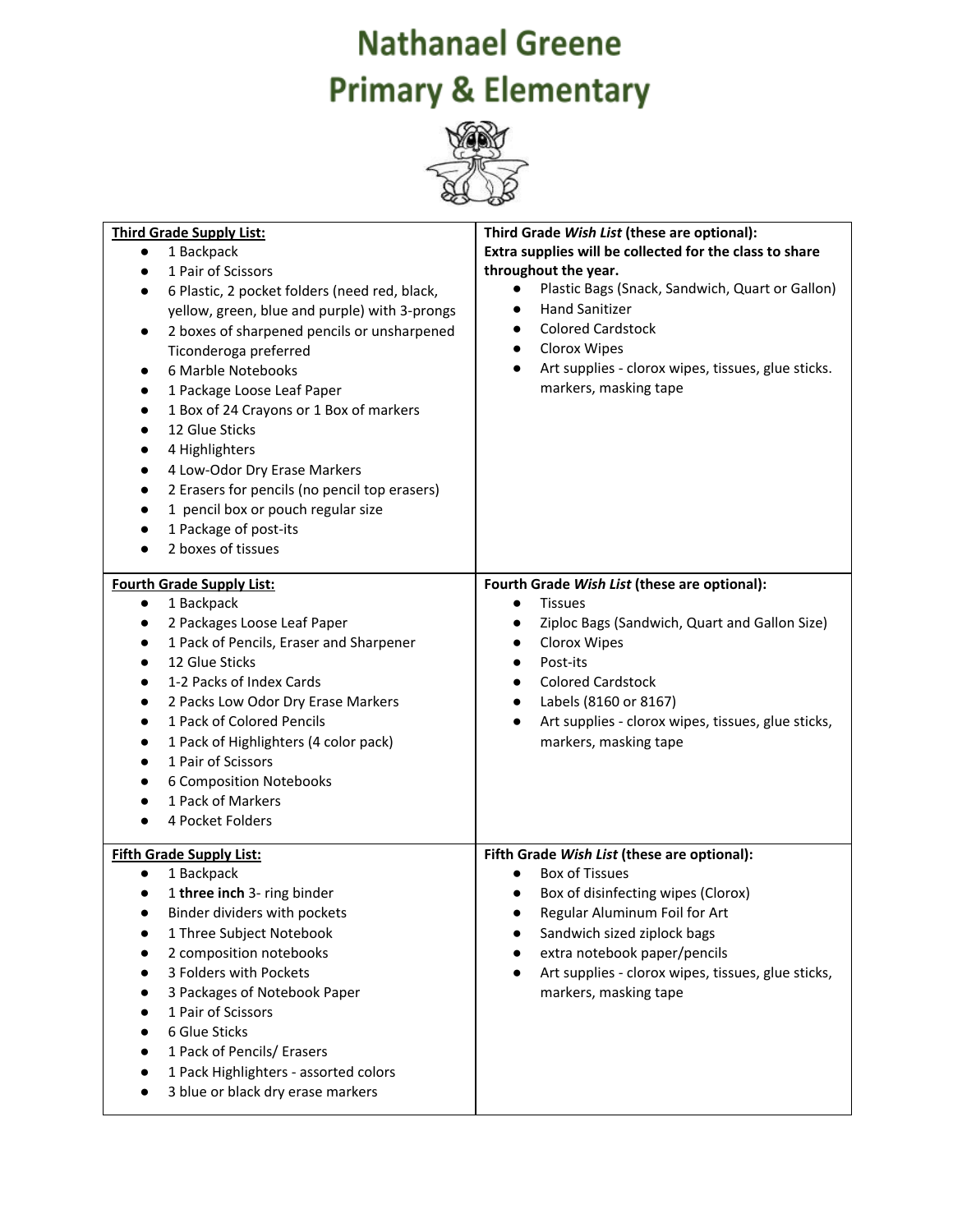# Nathanael Greene
# Primary & Elementary

**Third Grade Supply List:**

- 1 Backpack
- 1 Pair of Scissors
- 6 Plastic, 2 pocket folders (need red, black, yellow, green, blue and purple) with 3-prongs
- 2 boxes of sharpened pencils or unsharpened Ticonderoga preferred
- 6 Marble Notebooks
- 1 Package Loose Leaf Paper
- 1 Box of 24 Crayons or 1 Box of markers
- 12 Glue Sticks
- 4 Highlighters
- 4 Low-Odor Dry Erase Markers
- 2 Erasers for pencils (no pencil top erasers)
- 1 pencil box or pouch regular size
- 1 Package of post-its
- 2 boxes of tissues

**Third Grade *Wish List* (these are optional):**
**Extra supplies will be collected for the class to share throughout the year.**

- Plastic Bags (Snack, Sandwich, Quart or Gallon)
- Hand Sanitizer
- Colored Cardstock
- Clorox Wipes
- Art supplies - clorox wipes, tissues, glue sticks. markers, masking tape

**Fourth Grade Supply List:**

- 1 Backpack
- 2 Packages Loose Leaf Paper
- 1 Pack of Pencils, Eraser and Sharpener
- 12 Glue Sticks
- 1-2 Packs of Index Cards
- 2 Packs Low Odor Dry Erase Markers
- 1 Pack of Colored Pencils
- 1 Pack of Highlighters (4 color pack)
- 1 Pair of Scissors
- 6 Composition Notebooks
- 1 Pack of Markers
- 4 Pocket Folders

**Fourth Grade *Wish List* (these are optional):**

- Tissues
- Ziploc Bags (Sandwich, Quart and Gallon Size)
- Clorox Wipes
- Post-its
- Colored Cardstock
- Labels (8160 or 8167)
- Art supplies - clorox wipes, tissues, glue sticks, markers, masking tape

**Fifth Grade Supply List:**

- 1 Backpack
- 1 **three inch** 3- ring binder
- Binder dividers with pockets
- 1 Three Subject Notebook
- 2 composition notebooks
- 3 Folders with Pockets
- 3 Packages of Notebook Paper
- 1 Pair of Scissors
- 6 Glue Sticks
- 1 Pack of Pencils/ Erasers
- 1 Pack Highlighters - assorted colors
- 3 blue or black dry erase markers

**Fifth Grade *Wish List* (these are optional):**

- Box of Tissues
- Box of disinfecting wipes (Clorox)
- Regular Aluminum Foil for Art
- Sandwich sized ziplock bags
- extra notebook paper/pencils
- Art supplies - clorox wipes, tissues, glue sticks, markers, masking tape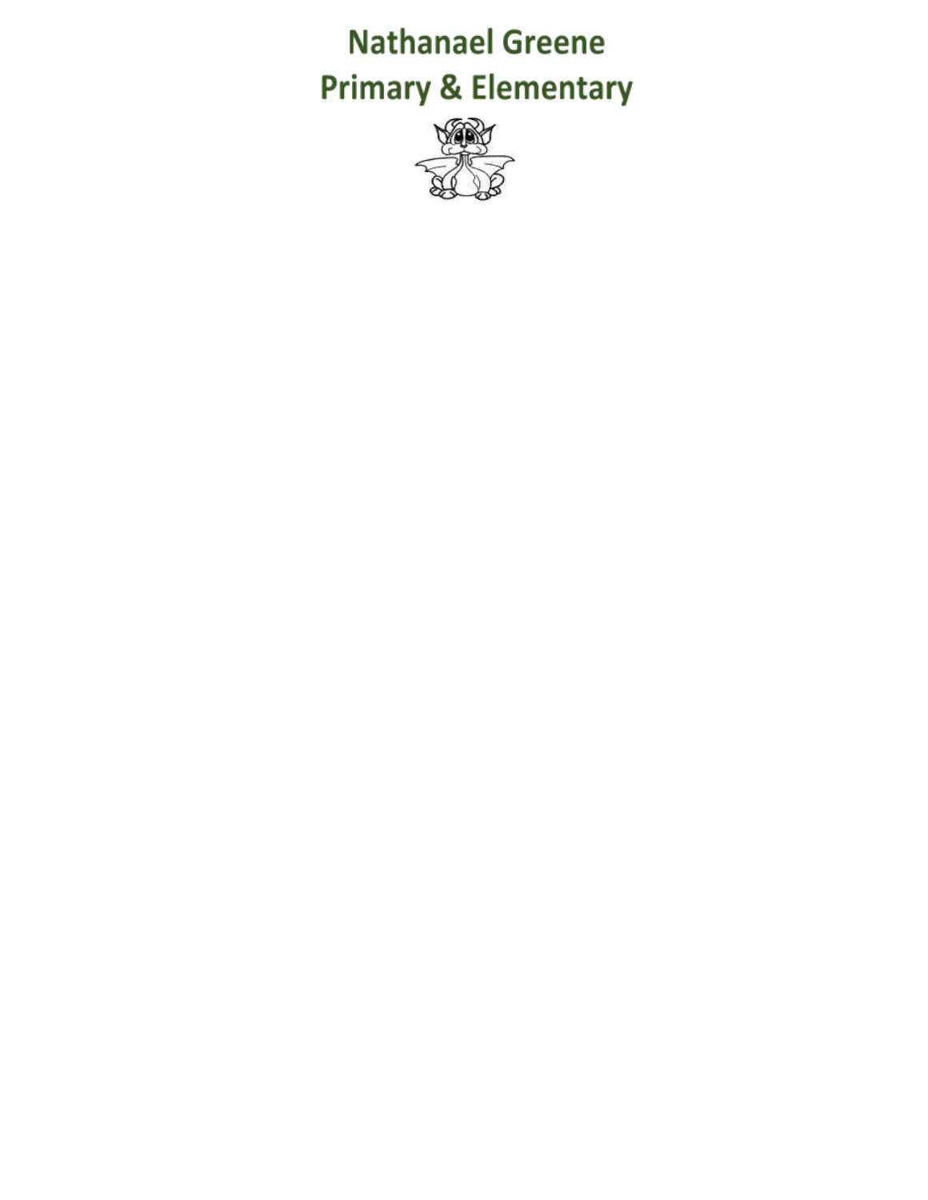# Nathanael Greene
# Primary & Elementary